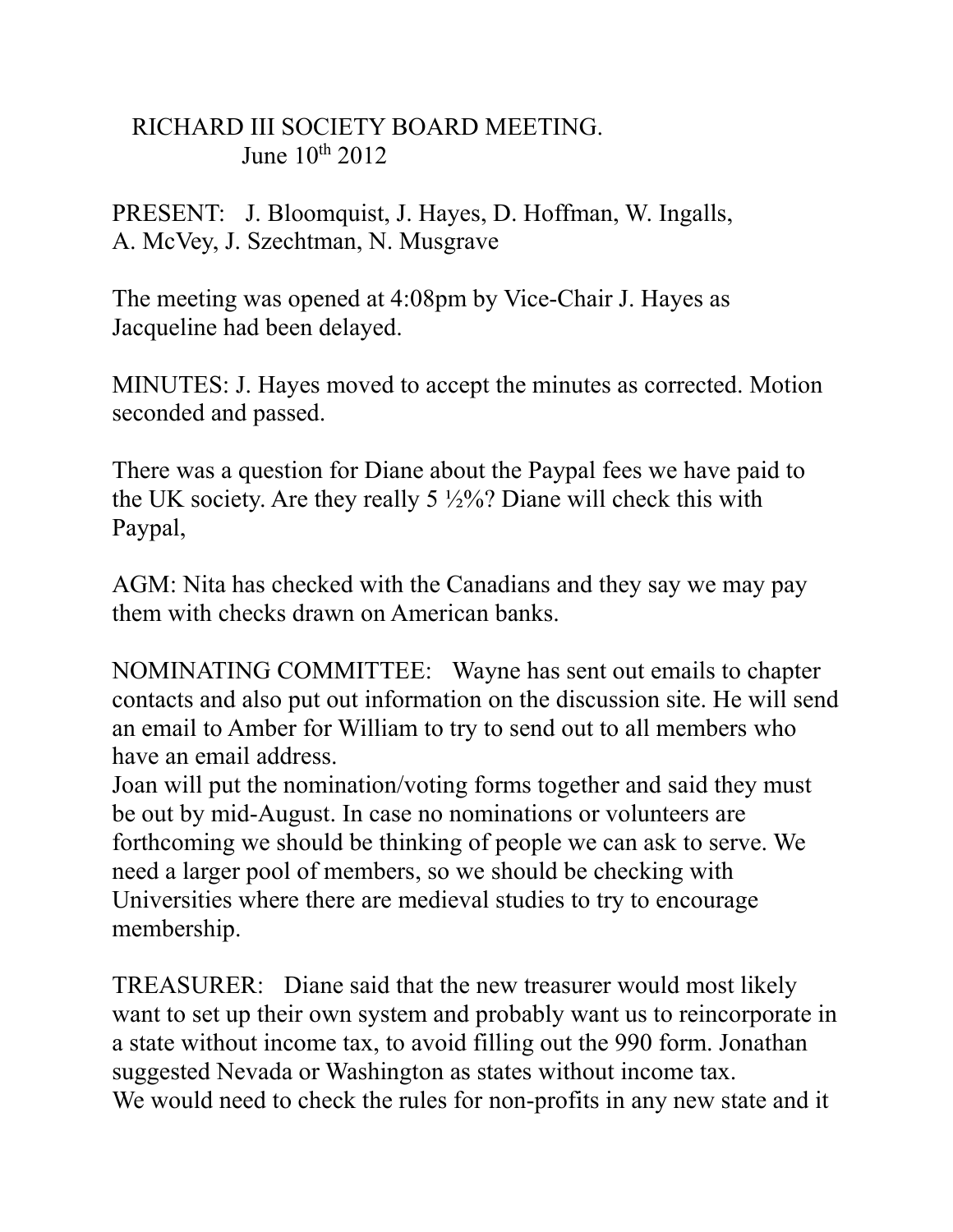# RICHARD III SOCIETY BOARD MEETING.

June 10th 2012

PRESENT: J. Bloomquist, J. Hayes, D. Hoffman, W. Ingalls, A. McVey, J. Szechtman, N. Musgrave

The meeting was opened at 4:08pm by Vice-Chair J. Hayes as Jacqueline had been delayed.

MINUTES: J. Hayes moved to accept the minutes as corrected. Motion seconded and passed.

There was a question for Diane about the Paypal fees we have paid to the UK society. Are they really 5 ½%? Diane will check this with Paypal,

AGM: Nita has checked with the Canadians and they say we may pay them with checks drawn on American banks.

NOMINATING COMMITTEE: Wayne has sent out emails to chapter contacts and also put out information on the discussion site. He will send an email to Amber for William to try to send out to all members who have an email address.
Joan will put the nomination/voting forms together and said they must be out by mid-August. In case no nominations or volunteers are forthcoming we should be thinking of people we can ask to serve. We need a larger pool of members, so we should be checking with Universities where there are medieval studies to try to encourage membership.

TREASURER: Diane said that the new treasurer would most likely want to set up their own system and probably want us to reincorporate in a state without income tax, to avoid filling out the 990 form. Jonathan suggested Nevada or Washington as states without income tax.
We would need to check the rules for non-profits in any new state and it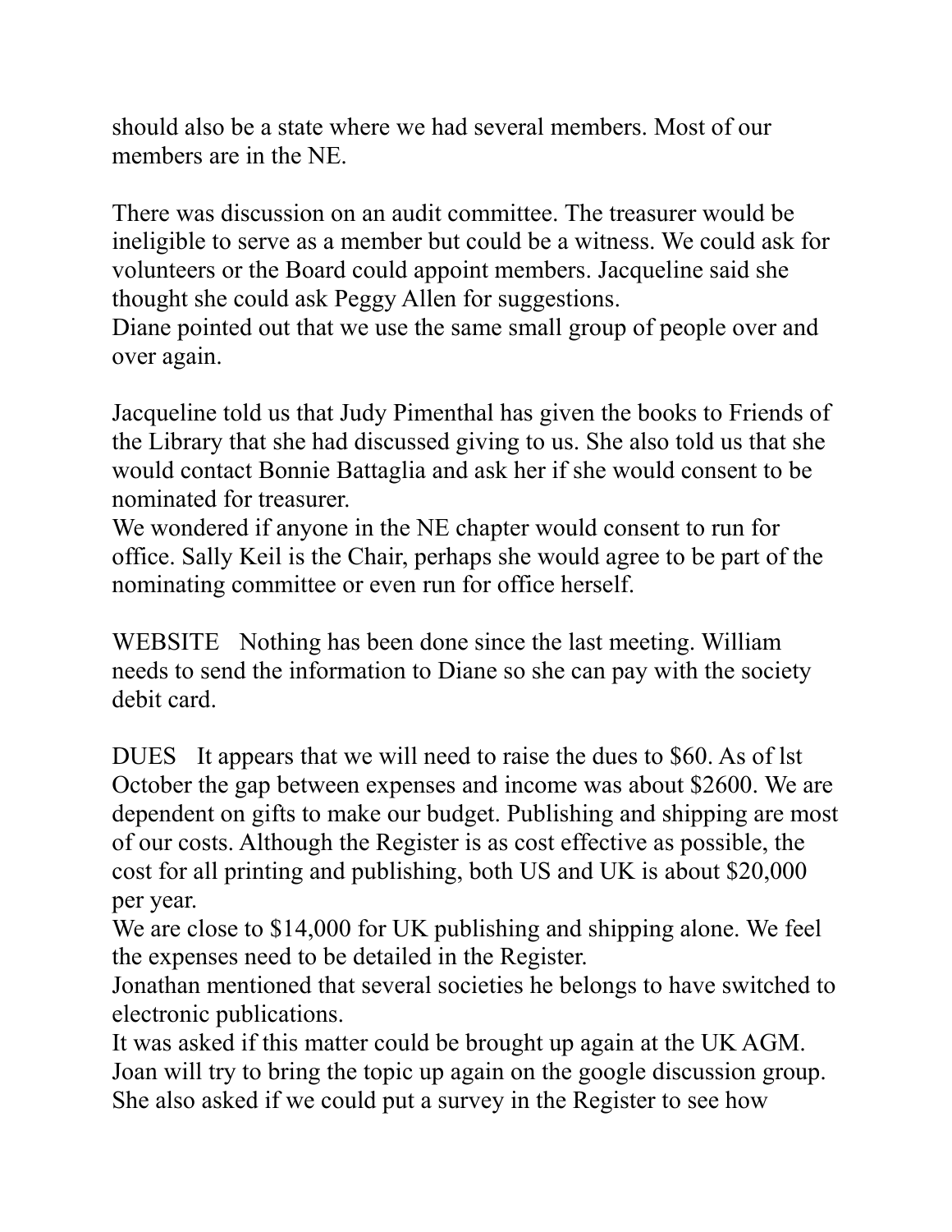should also be a state where we had several members. Most of our members are in the NE.

There was discussion on an audit committee. The treasurer would be ineligible to serve as a member but could be a witness. We could ask for volunteers or the Board could appoint members. Jacqueline said she thought she could ask Peggy Allen for suggestions.
Diane pointed out that we use the same small group of people over and over again.

Jacqueline told us that Judy Pimenthal has given the books to Friends of the Library that she had discussed giving to us. She also told us that she would contact Bonnie Battaglia and ask her if she would consent to be nominated for treasurer.
We wondered if anyone in the NE chapter would consent to run for office. Sally Keil is the Chair, perhaps she would agree to be part of the nominating committee or even run for office herself.

WEBSITE   Nothing has been done since the last meeting. William needs to send the information to Diane so she can pay with the society debit card.

DUES   It appears that we will need to raise the dues to $60. As of lst October the gap between expenses and income was about $2600. We are dependent on gifts to make our budget. Publishing and shipping are most of our costs. Although the Register is as cost effective as possible, the cost for all printing and publishing, both US and UK is about $20,000 per year.
We are close to $14,000 for UK publishing and shipping alone. We feel the expenses need to be detailed in the Register.
Jonathan mentioned that several societies he belongs to have switched to electronic publications.
It was asked if this matter could be brought up again at the UK AGM.
Joan will try to bring the topic up again on the google discussion group.
She also asked if we could put a survey in the Register to see how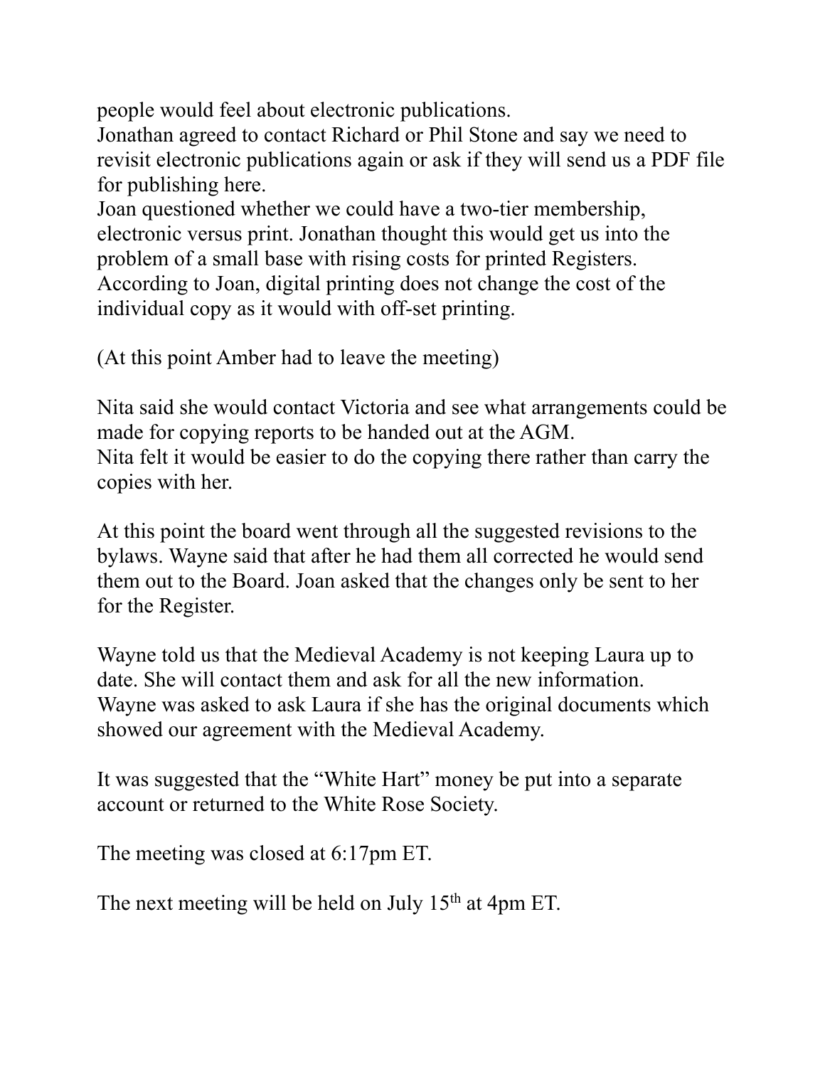people would feel about electronic publications.
Jonathan agreed to contact Richard or Phil Stone and say we need to revisit electronic publications again or ask if they will send us a PDF file for publishing here.
Joan questioned whether we could have a two-tier membership, electronic versus print. Jonathan thought this would get us into the problem of a small base with rising costs for printed Registers.
According to Joan, digital printing does not change the cost of the individual copy as it would with off-set printing.

(At this point Amber had to leave the meeting)

Nita said she would contact Victoria and see what arrangements could be made for copying reports to be handed out at the AGM.
Nita felt it would be easier to do the copying there rather than carry the copies with her.

At this point the board went through all the suggested revisions to the bylaws. Wayne said that after he had them all corrected he would send them out to the Board. Joan asked that the changes only be sent to her for the Register.

Wayne told us that the Medieval Academy is not keeping Laura up to date. She will contact them and ask for all the new information.
Wayne was asked to ask Laura if she has the original documents which showed our agreement with the Medieval Academy.

It was suggested that the "White Hart" money be put into a separate account or returned to the White Rose Society.

The meeting was closed at 6:17pm ET.

The next meeting will be held on July 15th at 4pm ET.